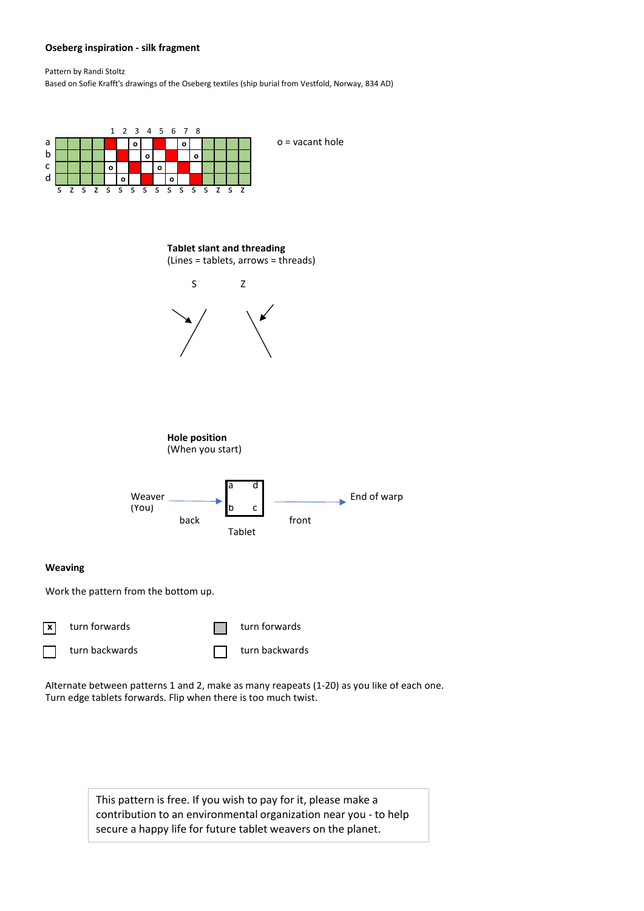**Oseberg inspiration - silk fragment**

Pattern by Randi Stoltz
Based on Sofie Krafft's drawings of the Oseberg textiles (ship burial from Vestfold, Norway, 834 AD)

| | | | | | 1 | 2 | 3 | 4 | 5 | 6 | 7 | 8 | | | | |
|---|---|---|---|---|---|---|---|---|---|---|---|---|---|---|---|---|
| a | | | | | | | o | | | | o | | | | | |
| b | | | | | | | | o | | | | o | | | | |
| c | | | | | o | | | | o | | | | | | | |
| d | | | | | | o | | | | o | | | | | | |
| | S | Z | S | Z | S | S | S | S | S | S | S | S | S | Z | S | Z |

o = vacant hole

**Tablet slant and threading**
(Lines = tablets, arrows = threads)

S Z

**Hole position**
(When you start)

Weaver (You) → back — Tablet (a d / b c) — front → End of warp

**Weaving**

Work the pattern from the bottom up.

☒ turn forwards ▩ turn forwards

☐ turn backwards ☐ turn backwards

Alternate between patterns 1 and 2, make as many reapeats (1-20) as you like of each one.
Turn edge tablets forwards. Flip when there is too much twist.

This pattern is free. If you wish to pay for it, please make a contribution to an environmental organization near you - to help secure a happy life for future tablet weavers on the planet.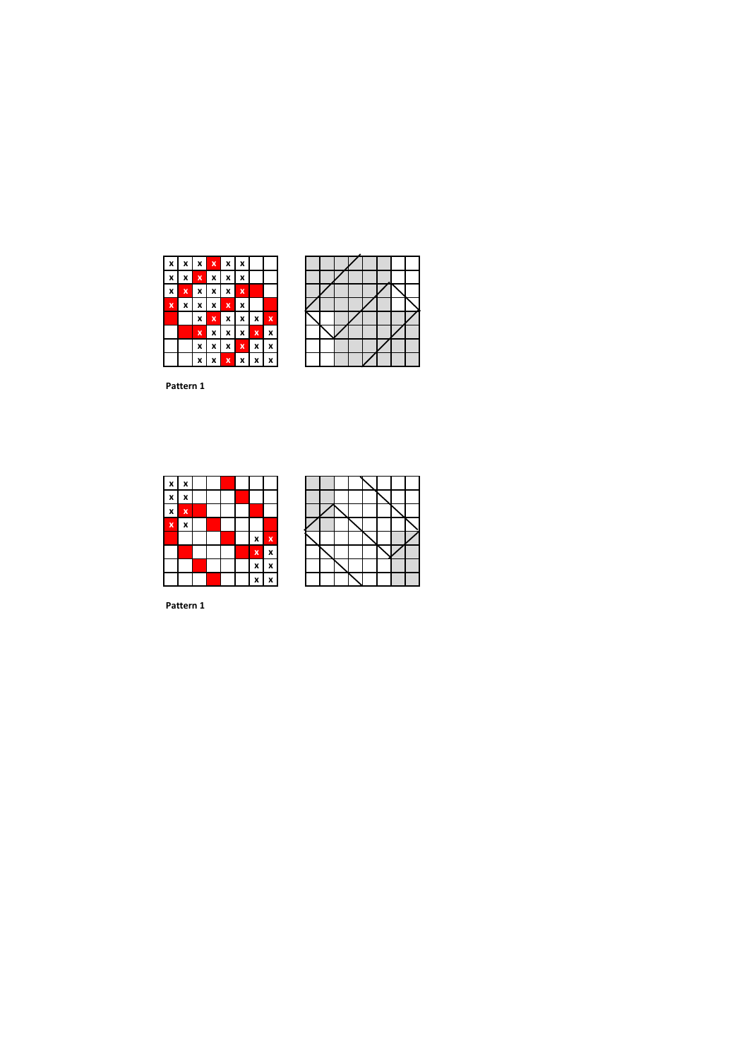**Pattern 1**

**Pattern 1**